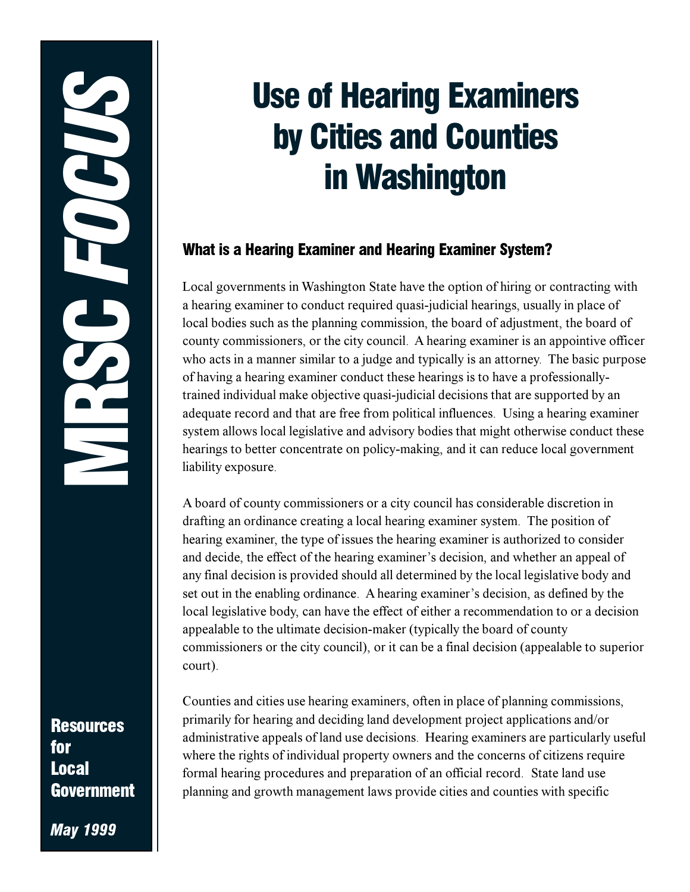MRSC *FOCUS*

# Use of Hearing Examiners by Cities and Counties in Washington

## What is a Hearing Examiner and Hearing Examiner System?

Local governments in Washington State have the option of hiring or contracting with a hearing examiner to conduct required quasi-judicial hearings, usually in place of local bodies such as the planning commission, the board of adjustment, the board of county commissioners, or the city council. A hearing examiner is an appointive officer who acts in a manner similar to a judge and typically is an attorney. The basic purpose of having a hearing examiner conduct these hearings is to have a professionally-trained individual make objective quasi-judicial decisions that are supported by an adequate record and that are free from political influences. Using a hearing examiner system allows local legislative and advisory bodies that might otherwise conduct these hearings to better concentrate on policy-making, and it can reduce local government liability exposure.

A board of county commissioners or a city council has considerable discretion in drafting an ordinance creating a local hearing examiner system. The position of hearing examiner, the type of issues the hearing examiner is authorized to consider and decide, the effect of the hearing examiner's decision, and whether an appeal of any final decision is provided should all determined by the local legislative body and set out in the enabling ordinance. A hearing examiner's decision, as defined by the local legislative body, can have the effect of either a recommendation to or a decision appealable to the ultimate decision-maker (typically the board of county commissioners or the city council), or it can be a final decision (appealable to superior court).

Counties and cities use hearing examiners, often in place of planning commissions, primarily for hearing and deciding land development project applications and/or administrative appeals of land use decisions. Hearing examiners are particularly useful where the rights of individual property owners and the concerns of citizens require formal hearing procedures and preparation of an official record. State land use planning and growth management laws provide cities and counties with specific

**Resources for Local Government**

*May 1999*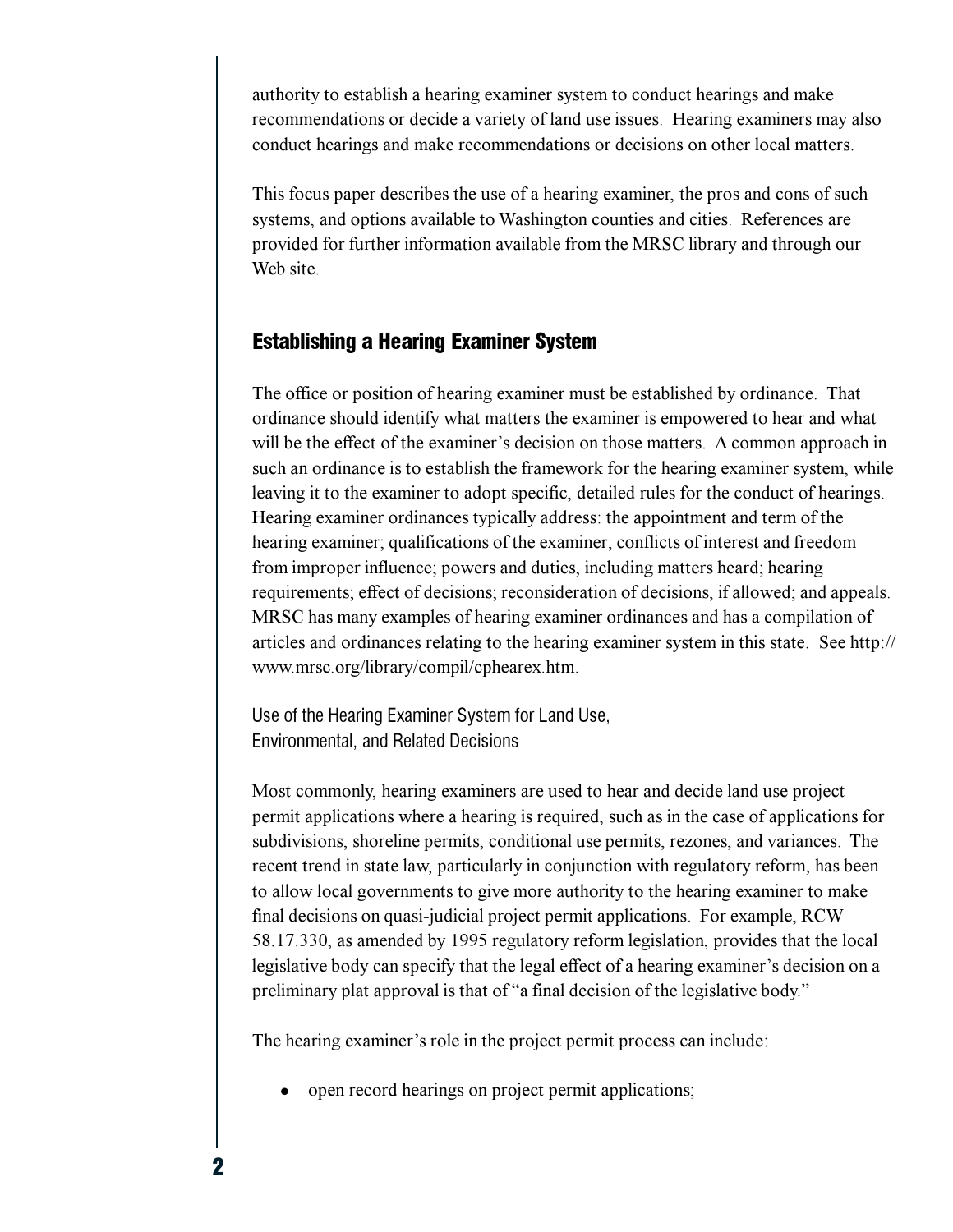authority to establish a hearing examiner system to conduct hearings and make recommendations or decide a variety of land use issues. Hearing examiners may also conduct hearings and make recommendations or decisions on other local matters.

This focus paper describes the use of a hearing examiner, the pros and cons of such systems, and options available to Washington counties and cities. References are provided for further information available from the MRSC library and through our Web site.

## Establishing a Hearing Examiner System

The office or position of hearing examiner must be established by ordinance. That ordinance should identify what matters the examiner is empowered to hear and what will be the effect of the examiner's decision on those matters. A common approach in such an ordinance is to establish the framework for the hearing examiner system, while leaving it to the examiner to adopt specific, detailed rules for the conduct of hearings. Hearing examiner ordinances typically address: the appointment and term of the hearing examiner; qualifications of the examiner; conflicts of interest and freedom from improper influence; powers and duties, including matters heard; hearing requirements; effect of decisions; reconsideration of decisions, if allowed; and appeals. MRSC has many examples of hearing examiner ordinances and has a compilation of articles and ordinances relating to the hearing examiner system in this state. See http://www.mrsc.org/library/compil/cphearex.htm.

### Use of the Hearing Examiner System for Land Use, Environmental, and Related Decisions

Most commonly, hearing examiners are used to hear and decide land use project permit applications where a hearing is required, such as in the case of applications for subdivisions, shoreline permits, conditional use permits, rezones, and variances. The recent trend in state law, particularly in conjunction with regulatory reform, has been to allow local governments to give more authority to the hearing examiner to make final decisions on quasi-judicial project permit applications. For example, RCW 58.17.330, as amended by 1995 regulatory reform legislation, provides that the local legislative body can specify that the legal effect of a hearing examiner's decision on a preliminary plat approval is that of "a final decision of the legislative body."

The hearing examiner's role in the project permit process can include:

- open record hearings on project permit applications;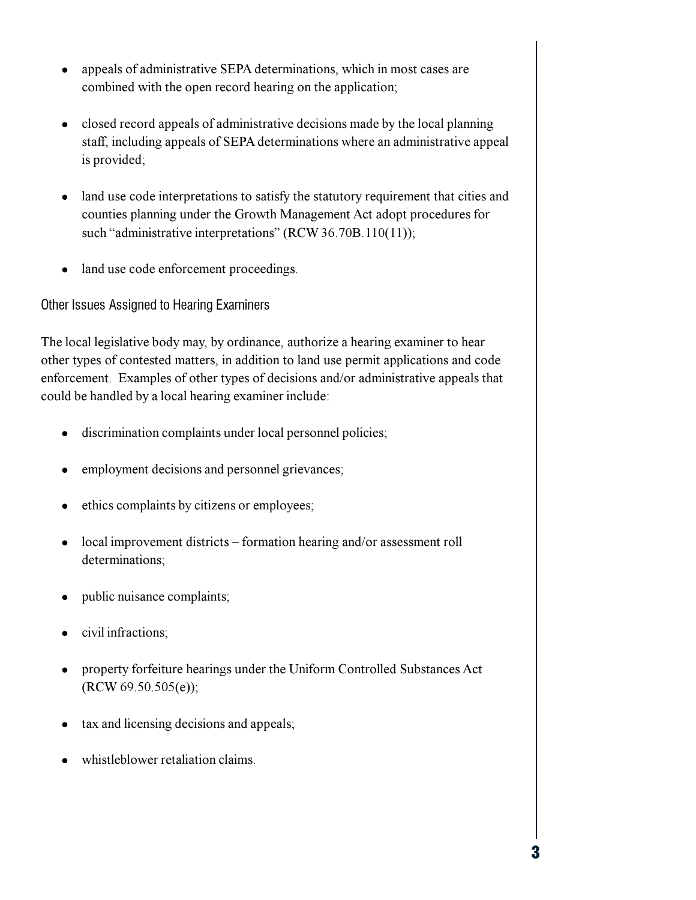- appeals of administrative SEPA determinations, which in most cases are combined with the open record hearing on the application;
- closed record appeals of administrative decisions made by the local planning staff, including appeals of SEPA determinations where an administrative appeal is provided;
- land use code interpretations to satisfy the statutory requirement that cities and counties planning under the Growth Management Act adopt procedures for such "administrative interpretations" (RCW 36.70B.110(11));
- land use code enforcement proceedings.

### Other Issues Assigned to Hearing Examiners

The local legislative body may, by ordinance, authorize a hearing examiner to hear other types of contested matters, in addition to land use permit applications and code enforcement. Examples of other types of decisions and/or administrative appeals that could be handled by a local hearing examiner include:

- discrimination complaints under local personnel policies;
- employment decisions and personnel grievances;
- ethics complaints by citizens or employees;
- local improvement districts – formation hearing and/or assessment roll determinations;
- public nuisance complaints;
- civil infractions;
- property forfeiture hearings under the Uniform Controlled Substances Act (RCW 69.50.505(e));
- tax and licensing decisions and appeals;
- whistleblower retaliation claims.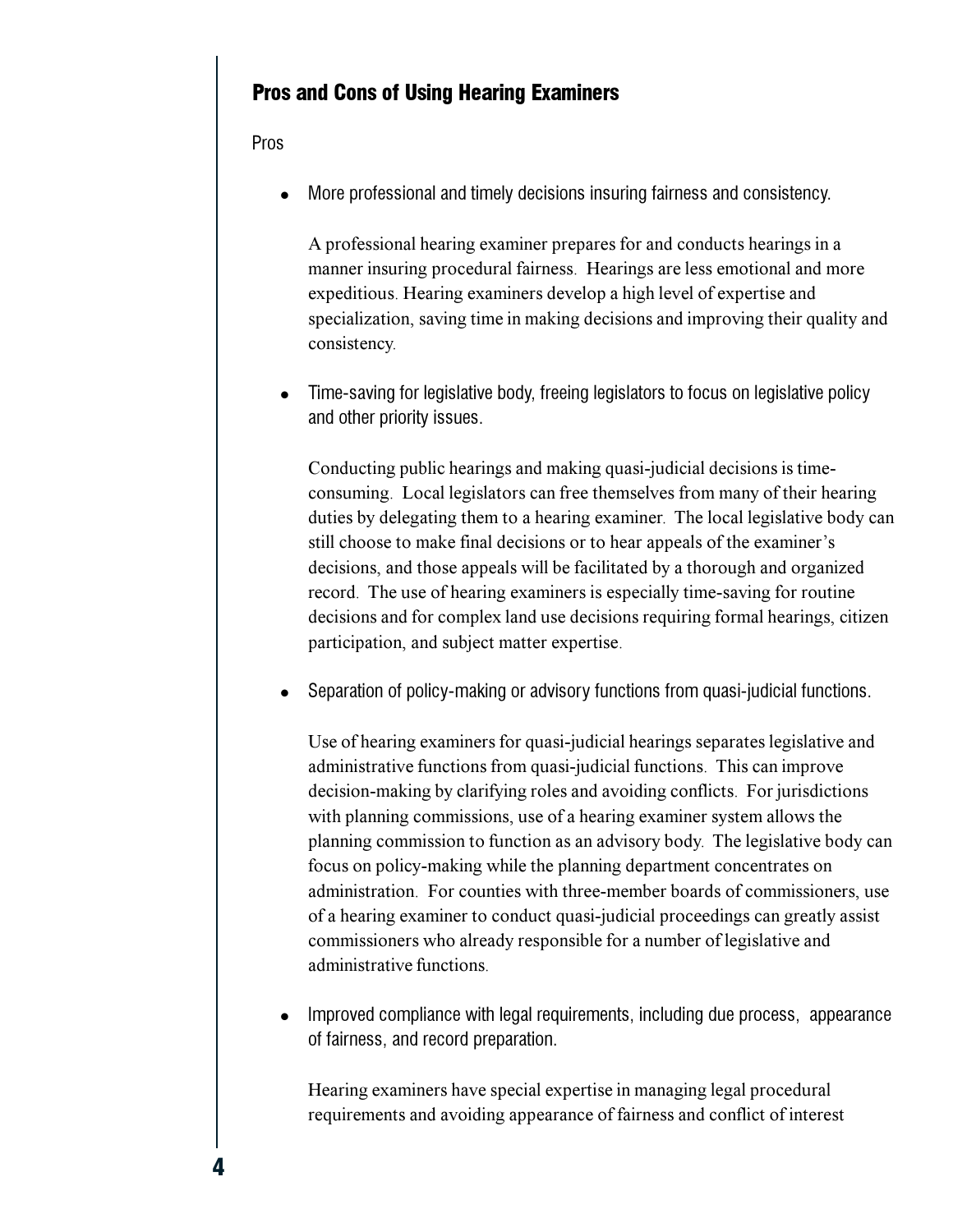## Pros and Cons of Using Hearing Examiners

Pros

- More professional and timely decisions insuring fairness and consistency.

  A professional hearing examiner prepares for and conducts hearings in a manner insuring procedural fairness. Hearings are less emotional and more expeditious. Hearing examiners develop a high level of expertise and specialization, saving time in making decisions and improving their quality and consistency.

- Time-saving for legislative body, freeing legislators to focus on legislative policy and other priority issues.

  Conducting public hearings and making quasi-judicial decisions is time-consuming. Local legislators can free themselves from many of their hearing duties by delegating them to a hearing examiner. The local legislative body can still choose to make final decisions or to hear appeals of the examiner's decisions, and those appeals will be facilitated by a thorough and organized record. The use of hearing examiners is especially time-saving for routine decisions and for complex land use decisions requiring formal hearings, citizen participation, and subject matter expertise.

- Separation of policy-making or advisory functions from quasi-judicial functions.

  Use of hearing examiners for quasi-judicial hearings separates legislative and administrative functions from quasi-judicial functions. This can improve decision-making by clarifying roles and avoiding conflicts. For jurisdictions with planning commissions, use of a hearing examiner system allows the planning commission to function as an advisory body. The legislative body can focus on policy-making while the planning department concentrates on administration. For counties with three-member boards of commissioners, use of a hearing examiner to conduct quasi-judicial proceedings can greatly assist commissioners who already responsible for a number of legislative and administrative functions.

- Improved compliance with legal requirements, including due process, appearance of fairness, and record preparation.

  Hearing examiners have special expertise in managing legal procedural requirements and avoiding appearance of fairness and conflict of interest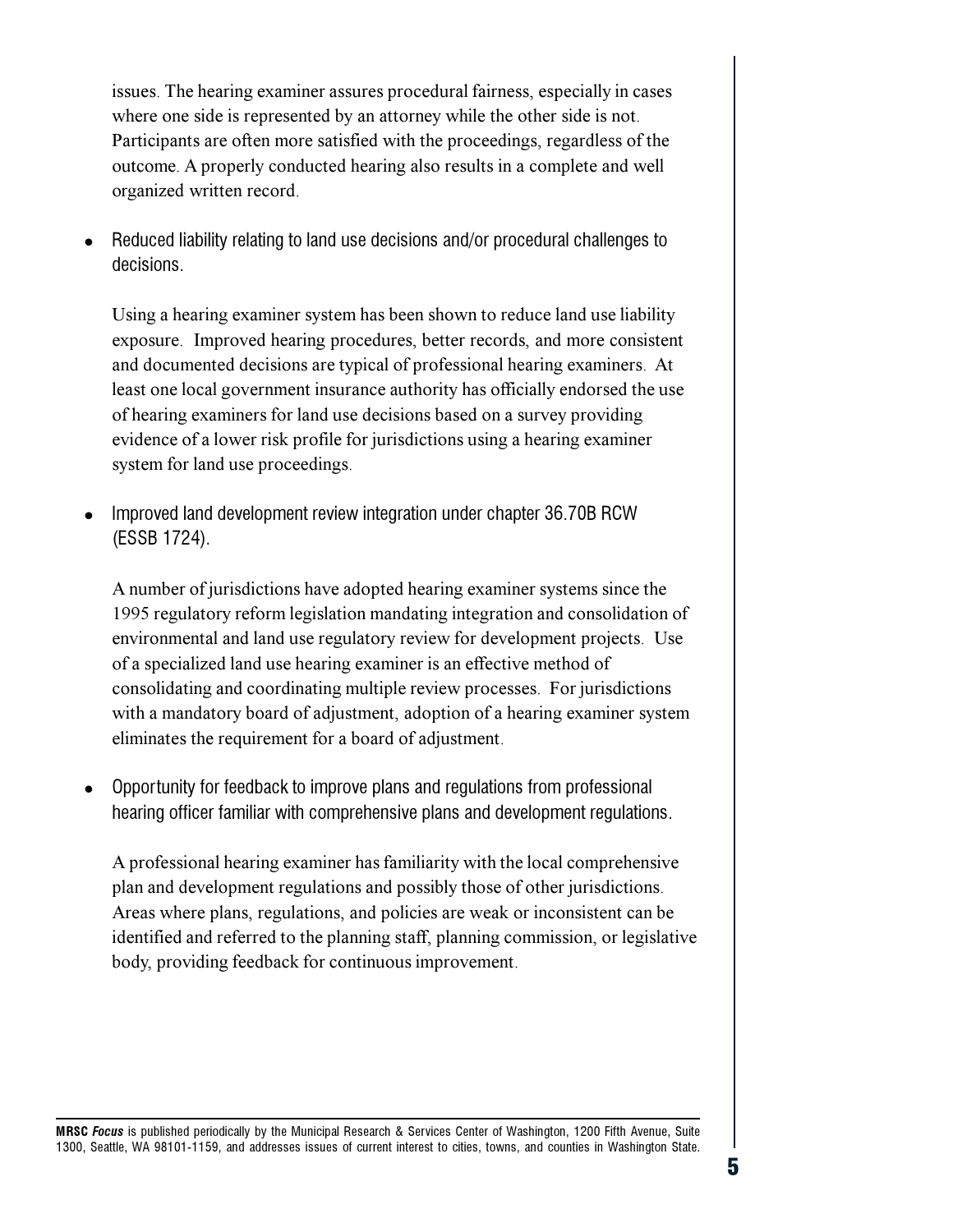issues. The hearing examiner assures procedural fairness, especially in cases where one side is represented by an attorney while the other side is not. Participants are often more satisfied with the proceedings, regardless of the outcome. A properly conducted hearing also results in a complete and well organized written record.

- Reduced liability relating to land use decisions and/or procedural challenges to decisions.

  Using a hearing examiner system has been shown to reduce land use liability exposure. Improved hearing procedures, better records, and more consistent and documented decisions are typical of professional hearing examiners. At least one local government insurance authority has officially endorsed the use of hearing examiners for land use decisions based on a survey providing evidence of a lower risk profile for jurisdictions using a hearing examiner system for land use proceedings.

- Improved land development review integration under chapter 36.70B RCW (ESSB 1724).

  A number of jurisdictions have adopted hearing examiner systems since the 1995 regulatory reform legislation mandating integration and consolidation of environmental and land use regulatory review for development projects. Use of a specialized land use hearing examiner is an effective method of consolidating and coordinating multiple review processes. For jurisdictions with a mandatory board of adjustment, adoption of a hearing examiner system eliminates the requirement for a board of adjustment.

- Opportunity for feedback to improve plans and regulations from professional hearing officer familiar with comprehensive plans and development regulations.

  A professional hearing examiner has familiarity with the local comprehensive plan and development regulations and possibly those of other jurisdictions. Areas where plans, regulations, and policies are weak or inconsistent can be identified and referred to the planning staff, planning commission, or legislative body, providing feedback for continuous improvement.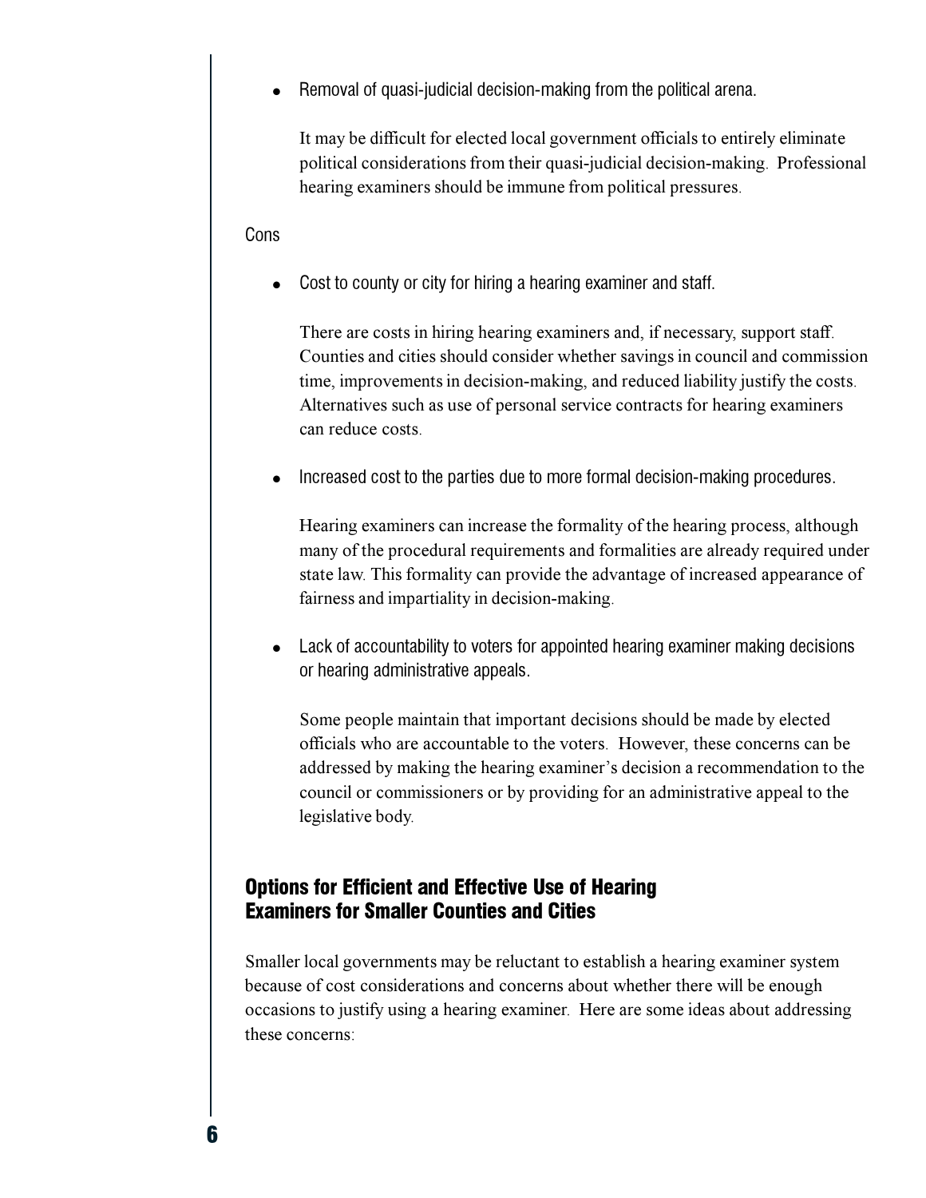- Removal of quasi-judicial decision-making from the political arena.

  It may be difficult for elected local government officials to entirely eliminate political considerations from their quasi-judicial decision-making. Professional hearing examiners should be immune from political pressures.

Cons

- Cost to county or city for hiring a hearing examiner and staff.

  There are costs in hiring hearing examiners and, if necessary, support staff. Counties and cities should consider whether savings in council and commission time, improvements in decision-making, and reduced liability justify the costs. Alternatives such as use of personal service contracts for hearing examiners can reduce costs.

- Increased cost to the parties due to more formal decision-making procedures.

  Hearing examiners can increase the formality of the hearing process, although many of the procedural requirements and formalities are already required under state law. This formality can provide the advantage of increased appearance of fairness and impartiality in decision-making.

- Lack of accountability to voters for appointed hearing examiner making decisions or hearing administrative appeals.

  Some people maintain that important decisions should be made by elected officials who are accountable to the voters. However, these concerns can be addressed by making the hearing examiner's decision a recommendation to the council or commissioners or by providing for an administrative appeal to the legislative body.

## Options for Efficient and Effective Use of Hearing Examiners for Smaller Counties and Cities

Smaller local governments may be reluctant to establish a hearing examiner system because of cost considerations and concerns about whether there will be enough occasions to justify using a hearing examiner. Here are some ideas about addressing these concerns: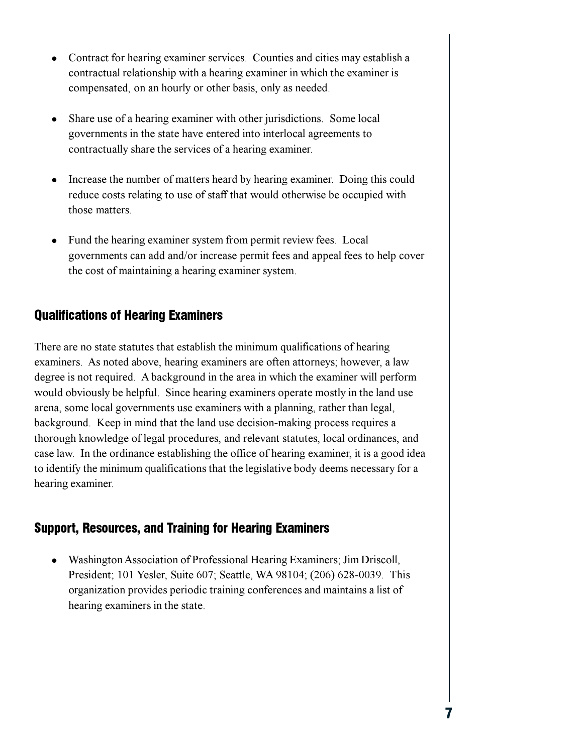- Contract for hearing examiner services. Counties and cities may establish a contractual relationship with a hearing examiner in which the examiner is compensated, on an hourly or other basis, only as needed.

- Share use of a hearing examiner with other jurisdictions. Some local governments in the state have entered into interlocal agreements to contractually share the services of a hearing examiner.

- Increase the number of matters heard by hearing examiner. Doing this could reduce costs relating to use of staff that would otherwise be occupied with those matters.

- Fund the hearing examiner system from permit review fees. Local governments can add and/or increase permit fees and appeal fees to help cover the cost of maintaining a hearing examiner system.

## Qualifications of Hearing Examiners

There are no state statutes that establish the minimum qualifications of hearing examiners. As noted above, hearing examiners are often attorneys; however, a law degree is not required. A background in the area in which the examiner will perform would obviously be helpful. Since hearing examiners operate mostly in the land use arena, some local governments use examiners with a planning, rather than legal, background. Keep in mind that the land use decision-making process requires a thorough knowledge of legal procedures, and relevant statutes, local ordinances, and case law. In the ordinance establishing the office of hearing examiner, it is a good idea to identify the minimum qualifications that the legislative body deems necessary for a hearing examiner.

## Support, Resources, and Training for Hearing Examiners

- Washington Association of Professional Hearing Examiners; Jim Driscoll, President; 101 Yesler, Suite 607; Seattle, WA 98104; (206) 628-0039. This organization provides periodic training conferences and maintains a list of hearing examiners in the state.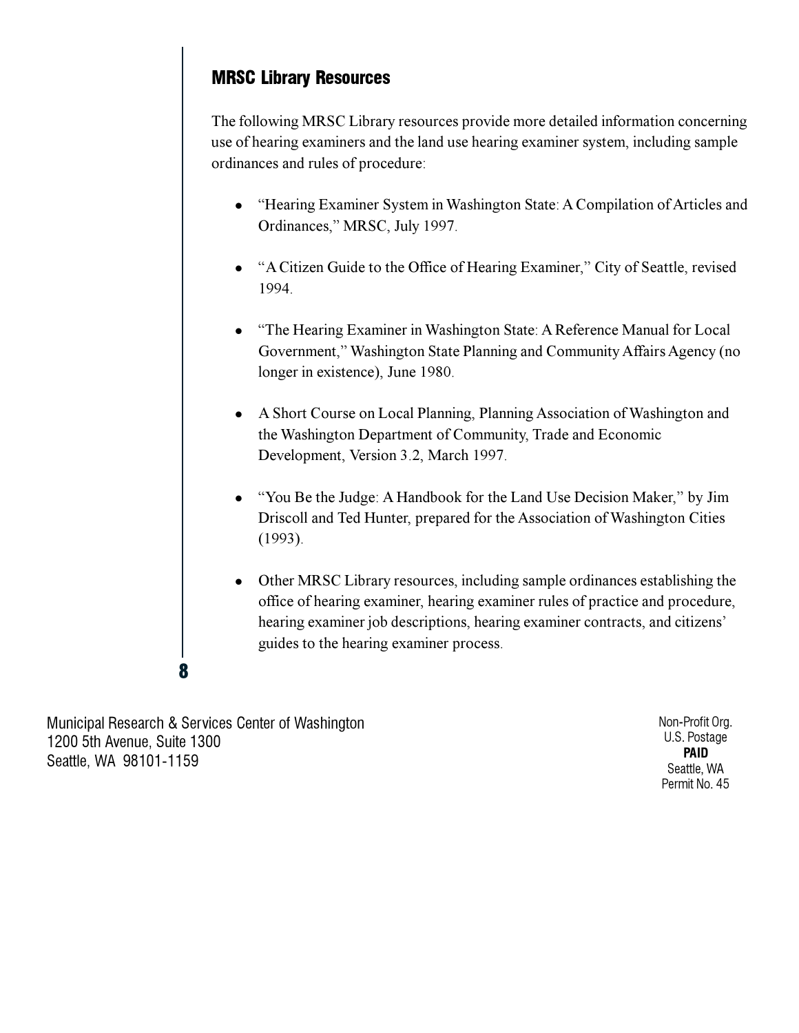## MRSC Library Resources

The following MRSC Library resources provide more detailed information concerning use of hearing examiners and the land use hearing examiner system, including sample ordinances and rules of procedure:

- "Hearing Examiner System in Washington State: A Compilation of Articles and Ordinances," MRSC, July 1997.
- "A Citizen Guide to the Office of Hearing Examiner," City of Seattle, revised 1994.
- "The Hearing Examiner in Washington State: A Reference Manual for Local Government," Washington State Planning and Community Affairs Agency (no longer in existence), June 1980.
- A Short Course on Local Planning, Planning Association of Washington and the Washington Department of Community, Trade and Economic Development, Version 3.2, March 1997.
- "You Be the Judge: A Handbook for the Land Use Decision Maker," by Jim Driscoll and Ted Hunter, prepared for the Association of Washington Cities (1993).
- Other MRSC Library resources, including sample ordinances establishing the office of hearing examiner, hearing examiner rules of practice and procedure, hearing examiner job descriptions, hearing examiner contracts, and citizens' guides to the hearing examiner process.

Municipal Research & Services Center of Washington
1200 5th Avenue, Suite 1300
Seattle, WA 98101-1159

Non-Profit Org.
U.S. Postage
**PAID**
Seattle, WA
Permit No. 45